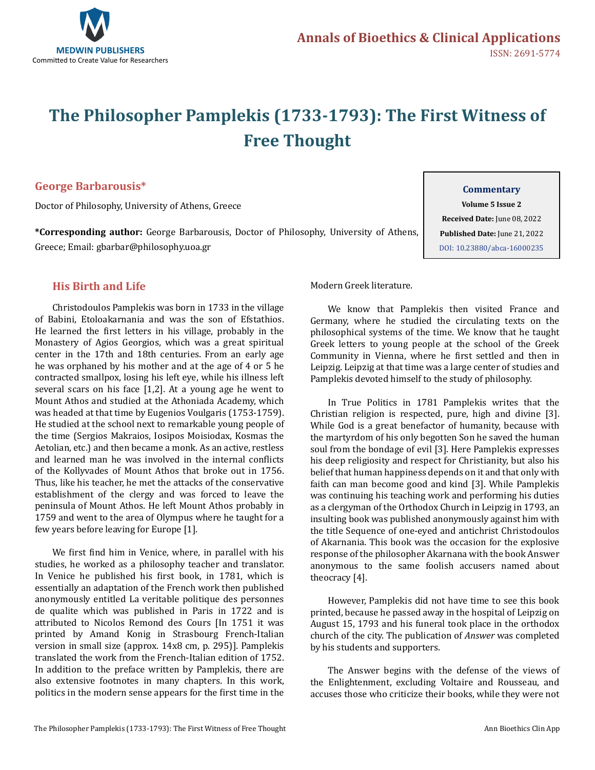# The Philosopher Pamplekis (1733-1793): The First Witness of Free Thought

**George Barbarousis***

Doctor of Philosophy, University of Athens, Greece

**\*Corresponding author:** George Barbarousis, Doctor of Philosophy, University of Athens, Greece; Email: gbarbar@philosophy.uoa.gr

**Commentary**
**Volume 5 Issue 2**
**Received Date:** June 08, 2022
**Published Date:** June 21, 2022
DOI: 10.23880/abca-16000235

## His Birth and Life

Christodoulos Pamplekis was born in 1733 in the village of Babini, Etoloakarnania and was the son of Efstathios. He learned the first letters in his village, probably in the Monastery of Agios Georgios, which was a great spiritual center in the 17th and 18th centuries. From an early age he was orphaned by his mother and at the age of 4 or 5 he contracted smallpox, losing his left eye, while his illness left several scars on his face [1,2]. At a young age he went to Mount Athos and studied at the Athoniada Academy, which was headed at that time by Eugenios Voulgaris (1753-1759). He studied at the school next to remarkable young people of the time (Sergios Makraios, Iosipos Moisiodax, Kosmas the Aetolian, etc.) and then became a monk. As an active, restless and learned man he was involved in the internal conflicts of the Kollyvades of Mount Athos that broke out in 1756. Thus, like his teacher, he met the attacks of the conservative establishment of the clergy and was forced to leave the peninsula of Mount Athos. He left Mount Athos probably in 1759 and went to the area of Olympus where he taught for a few years before leaving for Europe [1].

We first find him in Venice, where, in parallel with his studies, he worked as a philosophy teacher and translator. In Venice he published his first book, in 1781, which is essentially an adaptation of the French work then published anonymously entitled La veritable politique des personnes de qualite which was published in Paris in 1722 and is attributed to Nicolos Remond des Cours [In 1751 it was printed by Amand Konig in Strasbourg French-Italian version in small size (approx. 14x8 cm, p. 295)]. Pamplekis translated the work from the French-Italian edition of 1752. In addition to the preface written by Pamplekis, there are also extensive footnotes in many chapters. In this work, politics in the modern sense appears for the first time in the Modern Greek literature.

We know that Pamplekis then visited France and Germany, where he studied the circulating texts on the philosophical systems of the time. We know that he taught Greek letters to young people at the school of the Greek Community in Vienna, where he first settled and then in Leipzig. Leipzig at that time was a large center of studies and Pamplekis devoted himself to the study of philosophy.

In True Politics in 1781 Pamplekis writes that the Christian religion is respected, pure, high and divine [3]. While God is a great benefactor of humanity, because with the martyrdom of his only begotten Son he saved the human soul from the bondage of evil [3]. Here Pamplekis expresses his deep religiosity and respect for Christianity, but also his belief that human happiness depends on it and that only with faith can man become good and kind [3]. While Pamplekis was continuing his teaching work and performing his duties as a clergyman of the Orthodox Church in Leipzig in 1793, an insulting book was published anonymously against him with the title Sequence of one-eyed and antichrist Christodoulos of Akarnania. This book was the occasion for the explosive response of the philosopher Akarnana with the book Answer anonymous to the same foolish accusers named about theocracy [4].

However, Pamplekis did not have time to see this book printed, because he passed away in the hospital of Leipzig on August 15, 1793 and his funeral took place in the orthodox church of the city. The publication of *Answer* was completed by his students and supporters.

The Answer begins with the defense of the views of the Enlightenment, excluding Voltaire and Rousseau, and accuses those who criticize their books, while they were not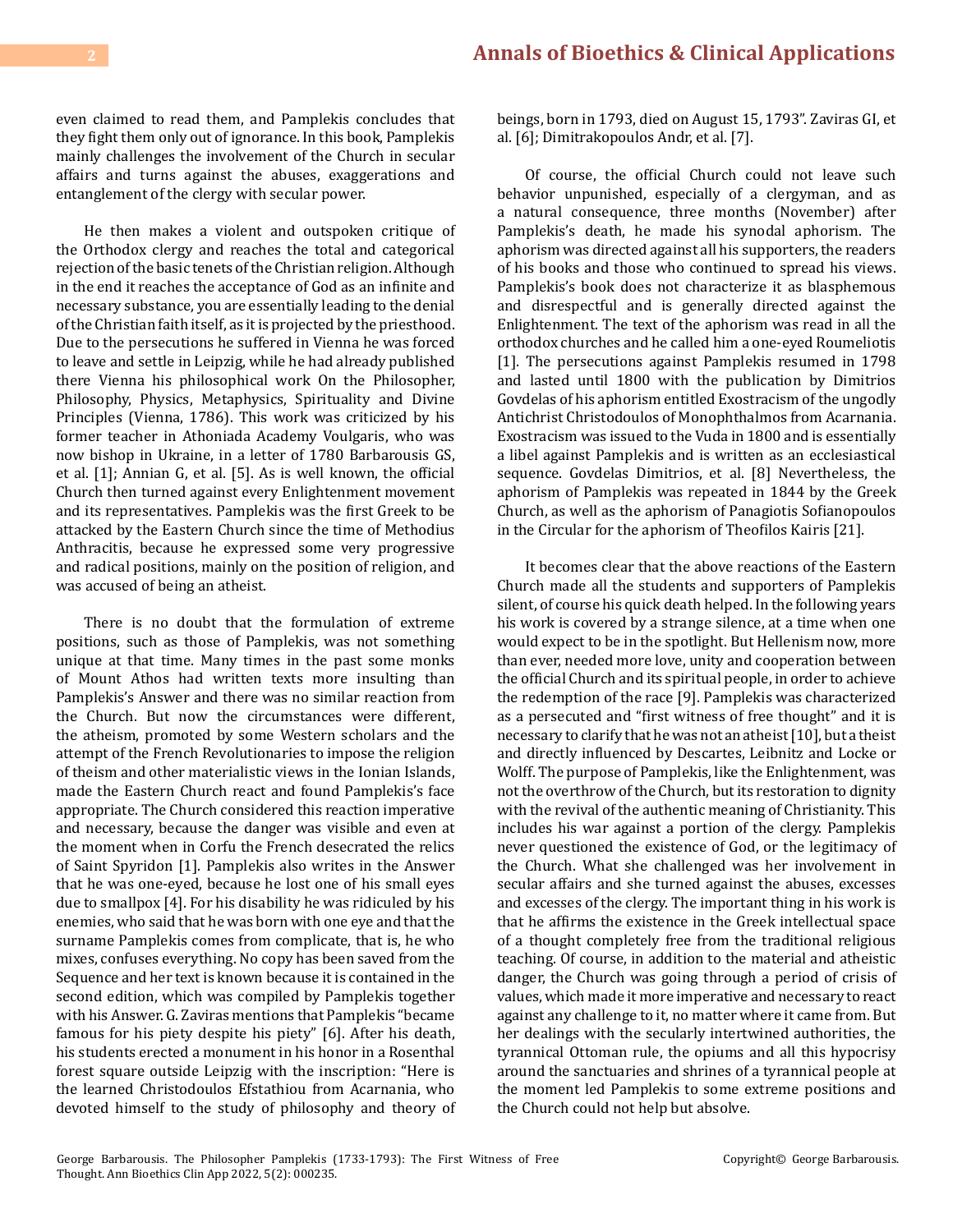even claimed to read them, and Pamplekis concludes that they fight them only out of ignorance. In this book, Pamplekis mainly challenges the involvement of the Church in secular affairs and turns against the abuses, exaggerations and entanglement of the clergy with secular power.

He then makes a violent and outspoken critique of the Orthodox clergy and reaches the total and categorical rejection of the basic tenets of the Christian religion. Although in the end it reaches the acceptance of God as an infinite and necessary substance, you are essentially leading to the denial of the Christian faith itself, as it is projected by the priesthood. Due to the persecutions he suffered in Vienna he was forced to leave and settle in Leipzig, while he had already published there Vienna his philosophical work On the Philosopher, Philosophy, Physics, Metaphysics, Spirituality and Divine Principles (Vienna, 1786). This work was criticized by his former teacher in Athoniada Academy Voulgaris, who was now bishop in Ukraine, in a letter of 1780 Barbarousis GS, et al. [1]; Annian G, et al. [5]. As is well known, the official Church then turned against every Enlightenment movement and its representatives. Pamplekis was the first Greek to be attacked by the Eastern Church since the time of Methodius Anthracitis, because he expressed some very progressive and radical positions, mainly on the position of religion, and was accused of being an atheist.

There is no doubt that the formulation of extreme positions, such as those of Pamplekis, was not something unique at that time. Many times in the past some monks of Mount Athos had written texts more insulting than Pamplekis's Answer and there was no similar reaction from the Church. But now the circumstances were different, the atheism, promoted by some Western scholars and the attempt of the French Revolutionaries to impose the religion of theism and other materialistic views in the Ionian Islands, made the Eastern Church react and found Pamplekis's face appropriate. The Church considered this reaction imperative and necessary, because the danger was visible and even at the moment when in Corfu the French desecrated the relics of Saint Spyridon [1]. Pamplekis also writes in the Answer that he was one-eyed, because he lost one of his small eyes due to smallpox [4]. For his disability he was ridiculed by his enemies, who said that he was born with one eye and that the surname Pamplekis comes from complicate, that is, he who mixes, confuses everything. No copy has been saved from the Sequence and her text is known because it is contained in the second edition, which was compiled by Pamplekis together with his Answer. G. Zaviras mentions that Pamplekis "became famous for his piety despite his piety" [6]. After his death, his students erected a monument in his honor in a Rosenthal forest square outside Leipzig with the inscription: "Here is the learned Christodoulos Efstathiou from Acarnania, who devoted himself to the study of philosophy and theory of beings, born in 1793, died on August 15, 1793". Zaviras GI, et al. [6]; Dimitrakopoulos Andr, et al. [7].

Of course, the official Church could not leave such behavior unpunished, especially of a clergyman, and as a natural consequence, three months (November) after Pamplekis's death, he made his synodal aphorism. The aphorism was directed against all his supporters, the readers of his books and those who continued to spread his views. Pamplekis's book does not characterize it as blasphemous and disrespectful and is generally directed against the Enlightenment. The text of the aphorism was read in all the orthodox churches and he called him a one-eyed Roumeliotis [1]. The persecutions against Pamplekis resumed in 1798 and lasted until 1800 with the publication by Dimitrios Govdelas of his aphorism entitled Exostracism of the ungodly Antichrist Christodoulos of Monophthalmos from Acarnania. Exostracism was issued to the Vuda in 1800 and is essentially a libel against Pamplekis and is written as an ecclesiastical sequence. Govdelas Dimitrios, et al. [8] Nevertheless, the aphorism of Pamplekis was repeated in 1844 by the Greek Church, as well as the aphorism of Panagiotis Sofianopoulos in the Circular for the aphorism of Theofilos Kairis [21].

It becomes clear that the above reactions of the Eastern Church made all the students and supporters of Pamplekis silent, of course his quick death helped. In the following years his work is covered by a strange silence, at a time when one would expect to be in the spotlight. But Hellenism now, more than ever, needed more love, unity and cooperation between the official Church and its spiritual people, in order to achieve the redemption of the race [9]. Pamplekis was characterized as a persecuted and "first witness of free thought" and it is necessary to clarify that he was not an atheist [10], but a theist and directly influenced by Descartes, Leibnitz and Locke or Wolff. The purpose of Pamplekis, like the Enlightenment, was not the overthrow of the Church, but its restoration to dignity with the revival of the authentic meaning of Christianity. This includes his war against a portion of the clergy. Pamplekis never questioned the existence of God, or the legitimacy of the Church. What she challenged was her involvement in secular affairs and she turned against the abuses, excesses and excesses of the clergy. The important thing in his work is that he affirms the existence in the Greek intellectual space of a thought completely free from the traditional religious teaching. Of course, in addition to the material and atheistic danger, the Church was going through a period of crisis of values, which made it more imperative and necessary to react against any challenge to it, no matter where it came from. But her dealings with the secularly intertwined authorities, the tyrannical Ottoman rule, the opiums and all this hypocrisy around the sanctuaries and shrines of a tyrannical people at the moment led Pamplekis to some extreme positions and the Church could not help but absolve.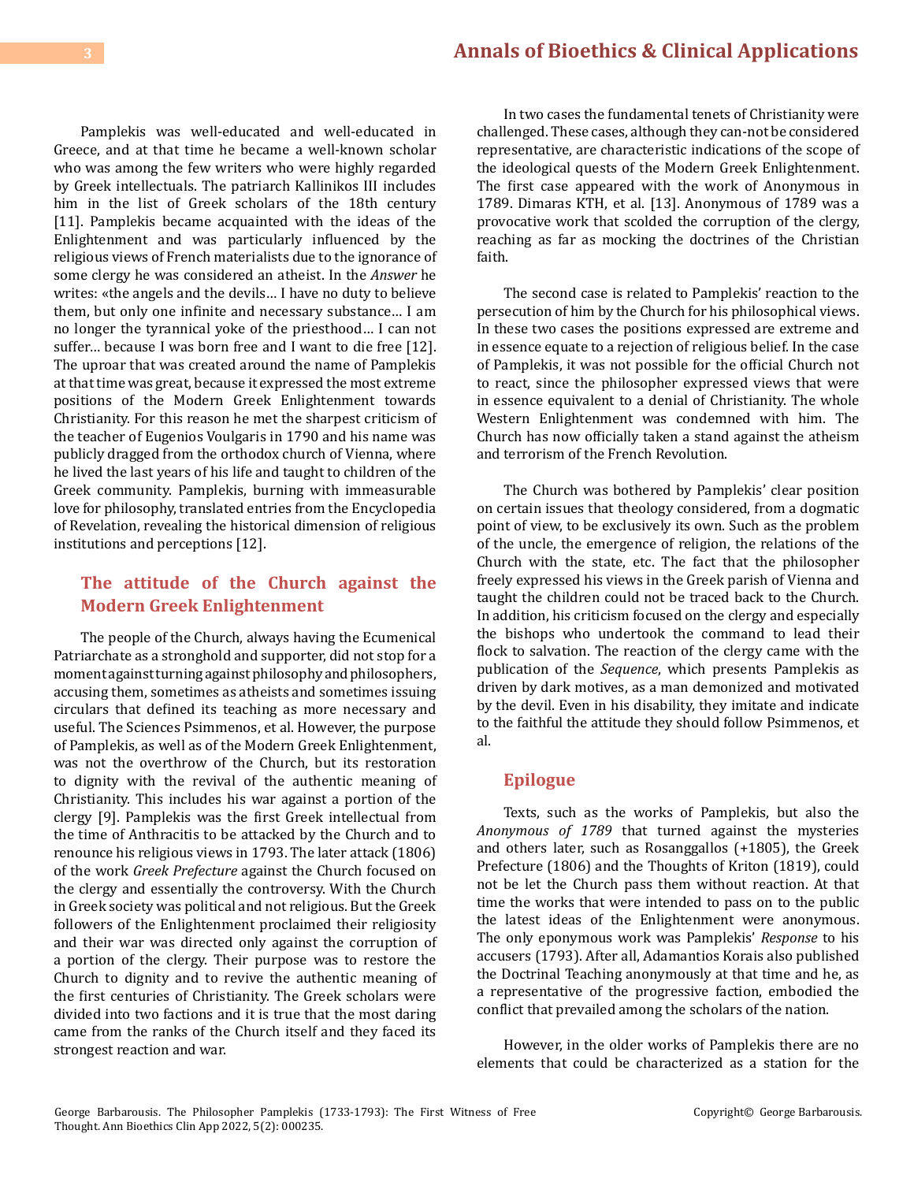Pamplekis was well-educated and well-educated in Greece, and at that time he became a well-known scholar who was among the few writers who were highly regarded by Greek intellectuals. The patriarch Kallinikos III includes him in the list of Greek scholars of the 18th century [11]. Pamplekis became acquainted with the ideas of the Enlightenment and was particularly influenced by the religious views of French materialists due to the ignorance of some clergy he was considered an atheist. In the *Answer* he writes: «the angels and the devils… I have no duty to believe them, but only one infinite and necessary substance… I am no longer the tyrannical yoke of the priesthood… I can not suffer… because I was born free and I want to die free [12]. The uproar that was created around the name of Pamplekis at that time was great, because it expressed the most extreme positions of the Modern Greek Enlightenment towards Christianity. For this reason he met the sharpest criticism of the teacher of Eugenios Voulgaris in 1790 and his name was publicly dragged from the orthodox church of Vienna, where he lived the last years of his life and taught to children of the Greek community. Pamplekis, burning with immeasurable love for philosophy, translated entries from the Encyclopedia of Revelation, revealing the historical dimension of religious institutions and perceptions [12].

## The attitude of the Church against the Modern Greek Enlightenment

The people of the Church, always having the Ecumenical Patriarchate as a stronghold and supporter, did not stop for a moment against turning against philosophy and philosophers, accusing them, sometimes as atheists and sometimes issuing circulars that defined its teaching as more necessary and useful. The Sciences Psimmenos, et al. However, the purpose of Pamplekis, as well as of the Modern Greek Enlightenment, was not the overthrow of the Church, but its restoration to dignity with the revival of the authentic meaning of Christianity. This includes his war against a portion of the clergy [9]. Pamplekis was the first Greek intellectual from the time of Anthracitis to be attacked by the Church and to renounce his religious views in 1793. The later attack (1806) of the work *Greek Prefecture* against the Church focused on the clergy and essentially the controversy. With the Church in Greek society was political and not religious. But the Greek followers of the Enlightenment proclaimed their religiosity and their war was directed only against the corruption of a portion of the clergy. Their purpose was to restore the Church to dignity and to revive the authentic meaning of the first centuries of Christianity. The Greek scholars were divided into two factions and it is true that the most daring came from the ranks of the Church itself and they faced its strongest reaction and war.

In two cases the fundamental tenets of Christianity were challenged. These cases, although they can-not be considered representative, are characteristic indications of the scope of the ideological quests of the Modern Greek Enlightenment. The first case appeared with the work of Anonymous in 1789. Dimaras KTH, et al. [13]. Anonymous of 1789 was a provocative work that scolded the corruption of the clergy, reaching as far as mocking the doctrines of the Christian faith.

The second case is related to Pamplekis' reaction to the persecution of him by the Church for his philosophical views. In these two cases the positions expressed are extreme and in essence equate to a rejection of religious belief. In the case of Pamplekis, it was not possible for the official Church not to react, since the philosopher expressed views that were in essence equivalent to a denial of Christianity. The whole Western Enlightenment was condemned with him. The Church has now officially taken a stand against the atheism and terrorism of the French Revolution.

The Church was bothered by Pamplekis' clear position on certain issues that theology considered, from a dogmatic point of view, to be exclusively its own. Such as the problem of the uncle, the emergence of religion, the relations of the Church with the state, etc. The fact that the philosopher freely expressed his views in the Greek parish of Vienna and taught the children could not be traced back to the Church. In addition, his criticism focused on the clergy and especially the bishops who undertook the command to lead their flock to salvation. The reaction of the clergy came with the publication of the *Sequence*, which presents Pamplekis as driven by dark motives, as a man demonized and motivated by the devil. Even in his disability, they imitate and indicate to the faithful the attitude they should follow Psimmenos, et al.

## Epilogue

Texts, such as the works of Pamplekis, but also the *Anonymous of 1789* that turned against the mysteries and others later, such as Rosanggallos (+1805), the Greek Prefecture (1806) and the Thoughts of Kriton (1819), could not be let the Church pass them without reaction. At that time the works that were intended to pass on to the public the latest ideas of the Enlightenment were anonymous. The only eponymous work was Pamplekis' *Response* to his accusers (1793). After all, Adamantios Korais also published the Doctrinal Teaching anonymously at that time and he, as a representative of the progressive faction, embodied the conflict that prevailed among the scholars of the nation.

However, in the older works of Pamplekis there are no elements that could be characterized as a station for the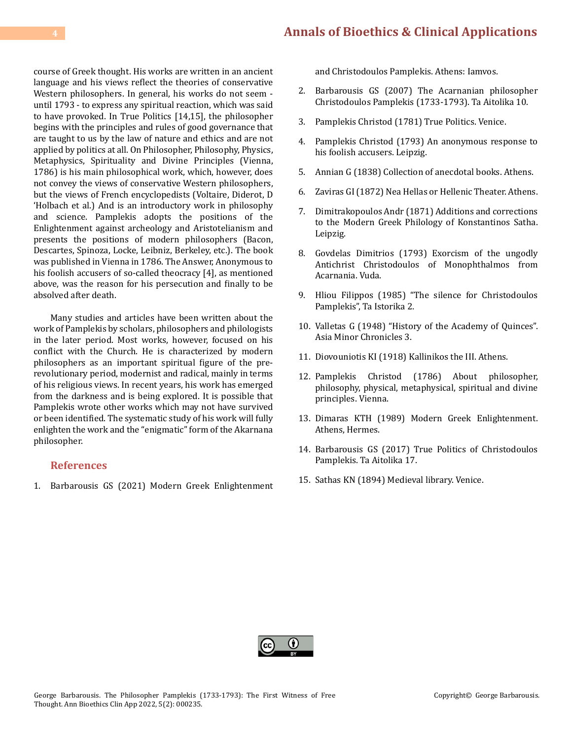course of Greek thought. His works are written in an ancient language and his views reflect the theories of conservative Western philosophers. In general, his works do not seem - until 1793 - to express any spiritual reaction, which was said to have provoked. In True Politics [14,15], the philosopher begins with the principles and rules of good governance that are taught to us by the law of nature and ethics and are not applied by politics at all. On Philosopher, Philosophy, Physics, Metaphysics, Spirituality and Divine Principles (Vienna, 1786) is his main philosophical work, which, however, does not convey the views of conservative Western philosophers, but the views of French encyclopedists (Voltaire, Diderot, D 'Holbach et al.) And is an introductory work in philosophy and science. Pamplekis adopts the positions of the Enlightenment against archeology and Aristotelianism and presents the positions of modern philosophers (Bacon, Descartes, Spinoza, Locke, Leibniz, Berkeley, etc.). The book was published in Vienna in 1786. The Answer, Anonymous to his foolish accusers of so-called theocracy [4], as mentioned above, was the reason for his persecution and finally to be absolved after death.

Many studies and articles have been written about the work of Pamplekis by scholars, philosophers and philologists in the later period. Most works, however, focused on his conflict with the Church. He is characterized by modern philosophers as an important spiritual figure of the pre-revolutionary period, modernist and radical, mainly in terms of his religious views. In recent years, his work has emerged from the darkness and is being explored. It is possible that Pamplekis wrote other works which may not have survived or been identified. The systematic study of his work will fully enlighten the work and the "enigmatic" form of the Akarnana philosopher.

## References

1. Barbarousis GS (2021) Modern Greek Enlightenment and Christodoulos Pamplekis. Athens: Iamvos.
2. Barbarousis GS (2007) The Acarnanian philosopher Christodoulos Pamplekis (1733-1793). Ta Aitolika 10.
3. Pamplekis Christod (1781) True Politics. Venice.
4. Pamplekis Christod (1793) An anonymous response to his foolish accusers. Leipzig.
5. Annian G (1838) Collection of anecdotal books. Athens.
6. Zaviras GI (1872) Nea Hellas or Hellenic Theater. Athens.
7. Dimitrakopoulos Andr (1871) Additions and corrections to the Modern Greek Philology of Konstantinos Satha. Leipzig.
8. Govdelas Dimitrios (1793) Exorcism of the ungodly Antichrist Christodoulos of Monophthalmos from Acarnania. Vuda.
9. Hliou Filippos (1985) "The silence for Christodoulos Pamplekis", Ta Istorika 2.
10. Valletas G (1948) "History of the Academy of Quinces". Asia Minor Chronicles 3.
11. Diovouniotis KI (1918) Kallinikos the III. Athens.
12. Pamplekis Christod (1786) About philosopher, philosophy, physical, metaphysical, spiritual and divine principles. Vienna.
13. Dimaras KTH (1989) Modern Greek Enlightenment. Athens, Hermes.
14. Barbarousis GS (2017) True Politics of Christodoulos Pamplekis. Ta Aitolika 17.
15. Sathas KN (1894) Medieval library. Venice.